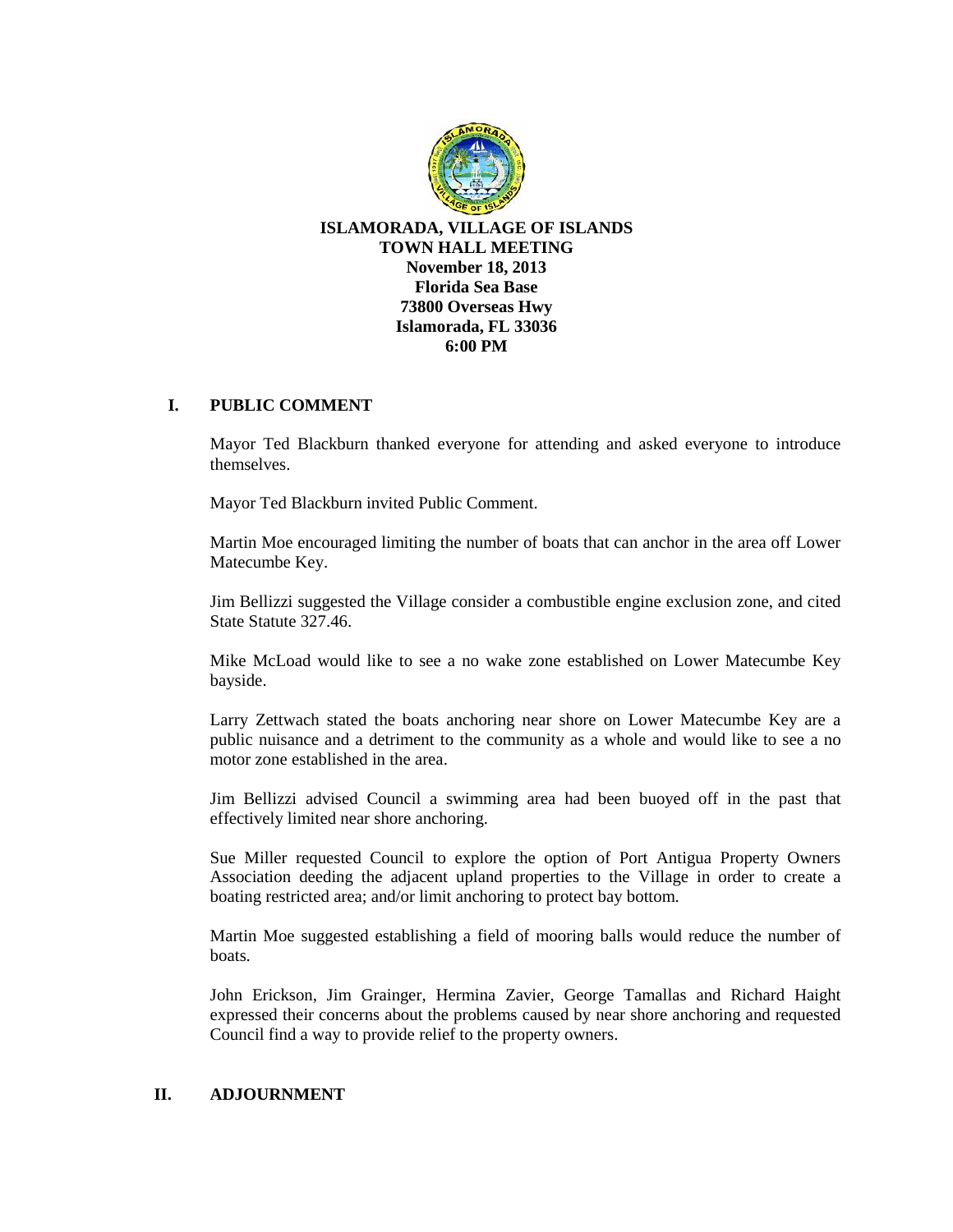# ISLAMORADA, VILLAGE OF ISLANDS
**TOWN HALL MEETING**
**November 18, 2013**
**Florida Sea Base**
**73800 Overseas Hwy**
**Islamorada, FL 33036**
**6:00 PM**

## I. PUBLIC COMMENT

Mayor Ted Blackburn thanked everyone for attending and asked everyone to introduce themselves.

Mayor Ted Blackburn invited Public Comment.

Martin Moe encouraged limiting the number of boats that can anchor in the area off Lower Matecumbe Key.

Jim Bellizzi suggested the Village consider a combustible engine exclusion zone, and cited State Statute 327.46.

Mike McLoad would like to see a no wake zone established on Lower Matecumbe Key bayside.

Larry Zettwach stated the boats anchoring near shore on Lower Matecumbe Key are a public nuisance and a detriment to the community as a whole and would like to see a no motor zone established in the area.

Jim Bellizzi advised Council a swimming area had been buoyed off in the past that effectively limited near shore anchoring.

Sue Miller requested Council to explore the option of Port Antigua Property Owners Association deeding the adjacent upland properties to the Village in order to create a boating restricted area; and/or limit anchoring to protect bay bottom.

Martin Moe suggested establishing a field of mooring balls would reduce the number of boats.

John Erickson, Jim Grainger, Hermina Zavier, George Tamallas and Richard Haight expressed their concerns about the problems caused by near shore anchoring and requested Council find a way to provide relief to the property owners.

## II. ADJOURNMENT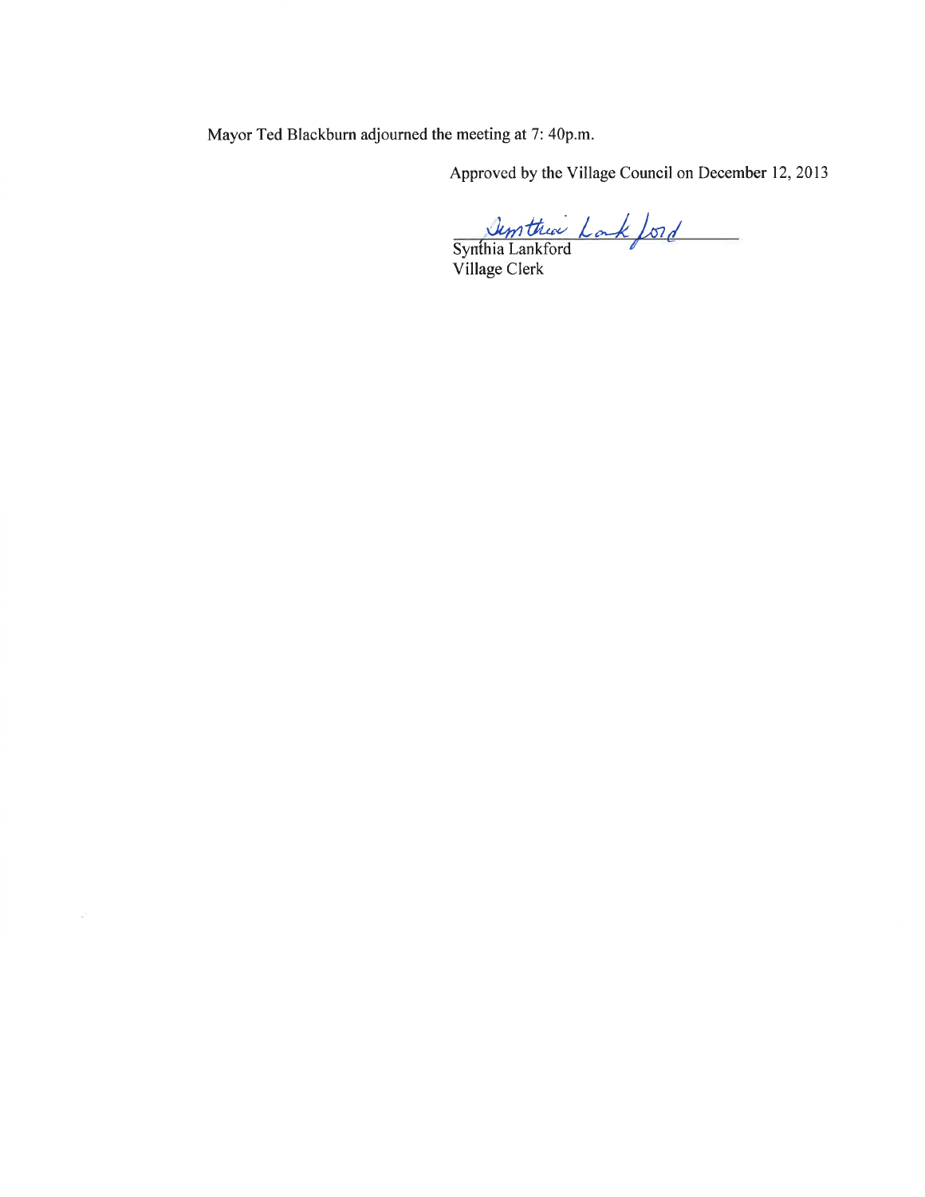Mayor Ted Blackburn adjourned the meeting at 7: 40p.m.

Approved by the Village Council on December 12, 2013

Synthia Lankford
Village Clerk